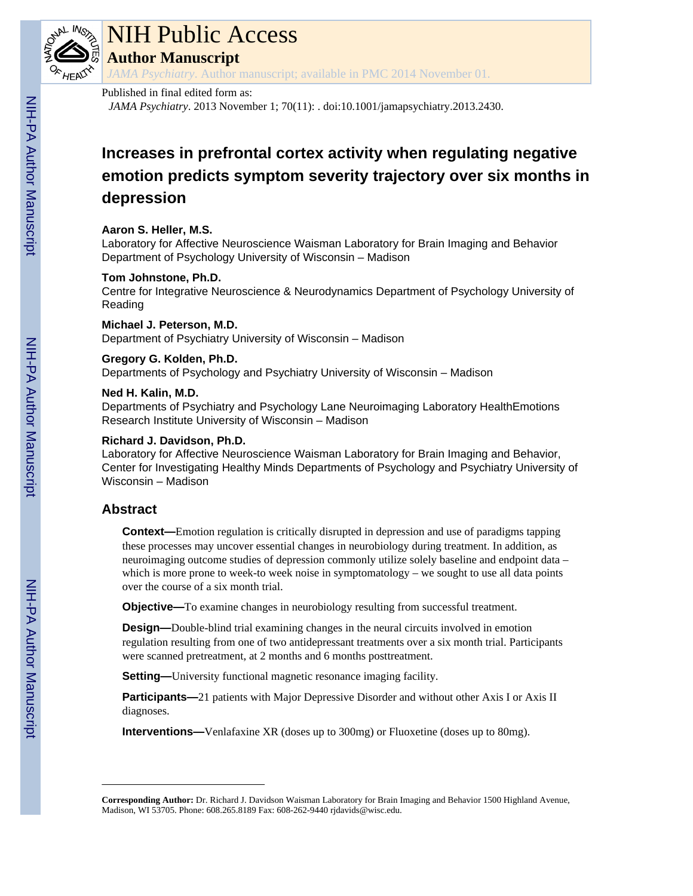# NIH Public Access
## Author Manuscript

*JAMA Psychiatry*. Author manuscript; available in PMC 2014 November 01.

Published in final edited form as:
*JAMA Psychiatry*. 2013 November 1; 70(11): . doi:10.1001/jamapsychiatry.2013.2430.

# Increases in prefrontal cortex activity when regulating negative emotion predicts symptom severity trajectory over six months in depression

**Aaron S. Heller, M.S.**
Laboratory for Affective Neuroscience Waisman Laboratory for Brain Imaging and Behavior Department of Psychology University of Wisconsin – Madison

**Tom Johnstone, Ph.D.**
Centre for Integrative Neuroscience & Neurodynamics Department of Psychology University of Reading

**Michael J. Peterson, M.D.**
Department of Psychiatry University of Wisconsin – Madison

**Gregory G. Kolden, Ph.D.**
Departments of Psychology and Psychiatry University of Wisconsin – Madison

**Ned H. Kalin, M.D.**
Departments of Psychiatry and Psychology Lane Neuroimaging Laboratory HealthEmotions Research Institute University of Wisconsin – Madison

**Richard J. Davidson, Ph.D.**
Laboratory for Affective Neuroscience Waisman Laboratory for Brain Imaging and Behavior, Center for Investigating Healthy Minds Departments of Psychology and Psychiatry University of Wisconsin – Madison

## Abstract

**Context—**Emotion regulation is critically disrupted in depression and use of paradigms tapping these processes may uncover essential changes in neurobiology during treatment. In addition, as neuroimaging outcome studies of depression commonly utilize solely baseline and endpoint data – which is more prone to week-to week noise in symptomatology – we sought to use all data points over the course of a six month trial.

**Objective—**To examine changes in neurobiology resulting from successful treatment.

**Design—**Double-blind trial examining changes in the neural circuits involved in emotion regulation resulting from one of two antidepressant treatments over a six month trial. Participants were scanned pretreatment, at 2 months and 6 months posttreatment.

**Setting—**University functional magnetic resonance imaging facility.

**Participants—**21 patients with Major Depressive Disorder and without other Axis I or Axis II diagnoses.

**Interventions—**Venlafaxine XR (doses up to 300mg) or Fluoxetine (doses up to 80mg).

---

**Corresponding Author:** Dr. Richard J. Davidson Waisman Laboratory for Brain Imaging and Behavior 1500 Highland Avenue, Madison, WI 53705. Phone: 608.265.8189 Fax: 608-262-9440 rjdavids@wisc.edu.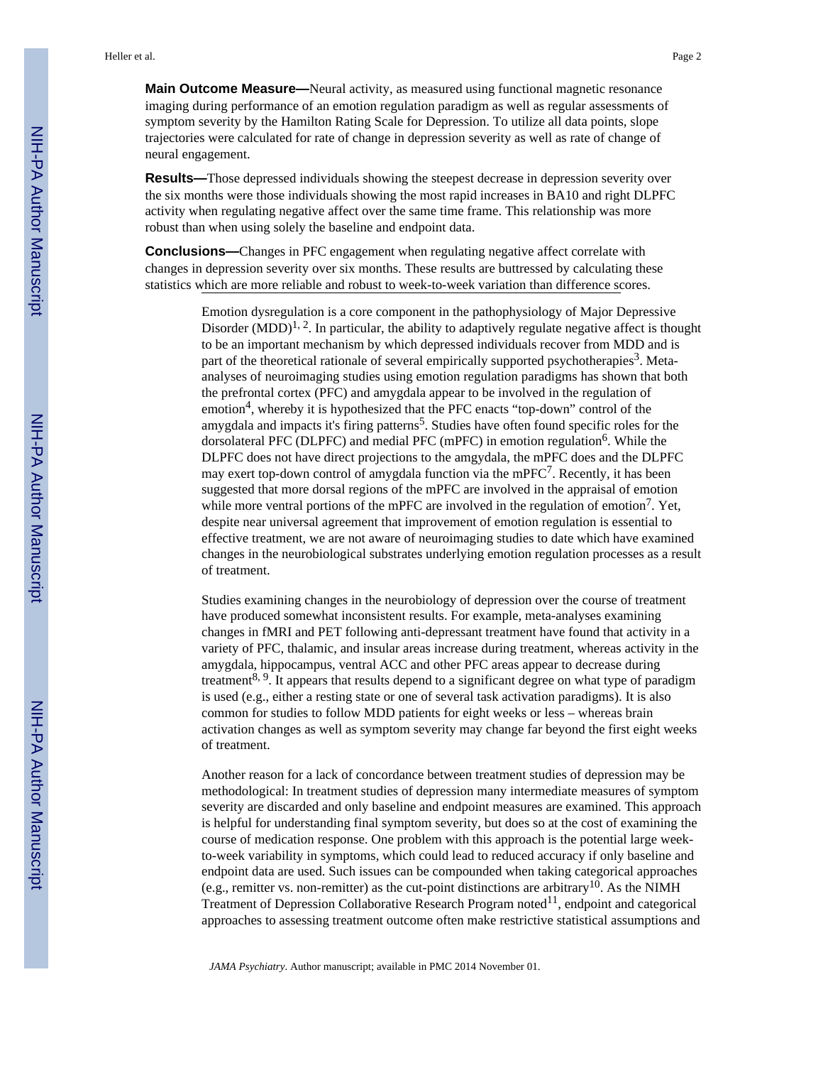**Main Outcome Measure—**Neural activity, as measured using functional magnetic resonance imaging during performance of an emotion regulation paradigm as well as regular assessments of symptom severity by the Hamilton Rating Scale for Depression. To utilize all data points, slope trajectories were calculated for rate of change in depression severity as well as rate of change of neural engagement.

**Results—**Those depressed individuals showing the steepest decrease in depression severity over the six months were those individuals showing the most rapid increases in BA10 and right DLPFC activity when regulating negative affect over the same time frame. This relationship was more robust than when using solely the baseline and endpoint data.

**Conclusions—**Changes in PFC engagement when regulating negative affect correlate with changes in depression severity over six months. These results are buttressed by calculating these statistics which are more reliable and robust to week-to-week variation than difference scores.

Emotion dysregulation is a core component in the pathophysiology of Major Depressive Disorder (MDD)[1, 2]. In particular, the ability to adaptively regulate negative affect is thought to be an important mechanism by which depressed individuals recover from MDD and is part of the theoretical rationale of several empirically supported psychotherapies[3]. Meta-analyses of neuroimaging studies using emotion regulation paradigms has shown that both the prefrontal cortex (PFC) and amygdala appear to be involved in the regulation of emotion[4], whereby it is hypothesized that the PFC enacts "top-down" control of the amygdala and impacts it's firing patterns[5]. Studies have often found specific roles for the dorsolateral PFC (DLPFC) and medial PFC (mPFC) in emotion regulation[6]. While the DLPFC does not have direct projections to the amgydala, the mPFC does and the DLPFC may exert top-down control of amygdala function via the mPFC[7]. Recently, it has been suggested that more dorsal regions of the mPFC are involved in the appraisal of emotion while more ventral portions of the mPFC are involved in the regulation of emotion[7]. Yet, despite near universal agreement that improvement of emotion regulation is essential to effective treatment, we are not aware of neuroimaging studies to date which have examined changes in the neurobiological substrates underlying emotion regulation processes as a result of treatment.

Studies examining changes in the neurobiology of depression over the course of treatment have produced somewhat inconsistent results. For example, meta-analyses examining changes in fMRI and PET following anti-depressant treatment have found that activity in a variety of PFC, thalamic, and insular areas increase during treatment, whereas activity in the amygdala, hippocampus, ventral ACC and other PFC areas appear to decrease during treatment[8, 9]. It appears that results depend to a significant degree on what type of paradigm is used (e.g., either a resting state or one of several task activation paradigms). It is also common for studies to follow MDD patients for eight weeks or less – whereas brain activation changes as well as symptom severity may change far beyond the first eight weeks of treatment.

Another reason for a lack of concordance between treatment studies of depression may be methodological: In treatment studies of depression many intermediate measures of symptom severity are discarded and only baseline and endpoint measures are examined. This approach is helpful for understanding final symptom severity, but does so at the cost of examining the course of medication response. One problem with this approach is the potential large week-to-week variability in symptoms, which could lead to reduced accuracy if only baseline and endpoint data are used. Such issues can be compounded when taking categorical approaches (e.g., remitter vs. non-remitter) as the cut-point distinctions are arbitrary[10]. As the NIMH Treatment of Depression Collaborative Research Program noted[11], endpoint and categorical approaches to assessing treatment outcome often make restrictive statistical assumptions and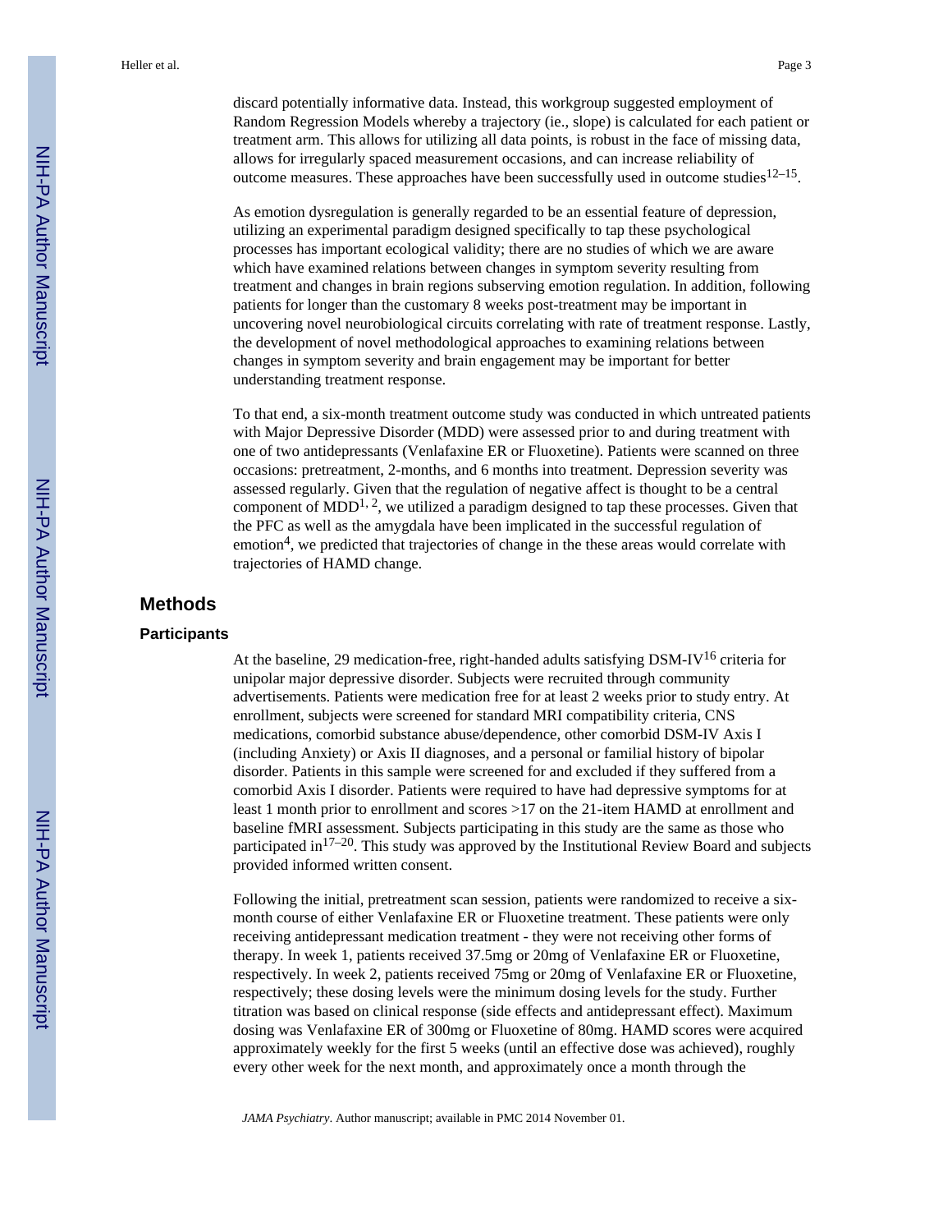discard potentially informative data. Instead, this workgroup suggested employment of Random Regression Models whereby a trajectory (ie., slope) is calculated for each patient or treatment arm. This allows for utilizing all data points, is robust in the face of missing data, allows for irregularly spaced measurement occasions, and can increase reliability of outcome measures. These approaches have been successfully used in outcome studies[12–15].

As emotion dysregulation is generally regarded to be an essential feature of depression, utilizing an experimental paradigm designed specifically to tap these psychological processes has important ecological validity; there are no studies of which we are aware which have examined relations between changes in symptom severity resulting from treatment and changes in brain regions subserving emotion regulation. In addition, following patients for longer than the customary 8 weeks post-treatment may be important in uncovering novel neurobiological circuits correlating with rate of treatment response. Lastly, the development of novel methodological approaches to examining relations between changes in symptom severity and brain engagement may be important for better understanding treatment response.

To that end, a six-month treatment outcome study was conducted in which untreated patients with Major Depressive Disorder (MDD) were assessed prior to and during treatment with one of two antidepressants (Venlafaxine ER or Fluoxetine). Patients were scanned on three occasions: pretreatment, 2-months, and 6 months into treatment. Depression severity was assessed regularly. Given that the regulation of negative affect is thought to be a central component of MDD[1, 2], we utilized a paradigm designed to tap these processes. Given that the PFC as well as the amygdala have been implicated in the successful regulation of emotion[4], we predicted that trajectories of change in the these areas would correlate with trajectories of HAMD change.

# Methods

## Participants

At the baseline, 29 medication-free, right-handed adults satisfying DSM-IV[16] criteria for unipolar major depressive disorder. Subjects were recruited through community advertisements. Patients were medication free for at least 2 weeks prior to study entry. At enrollment, subjects were screened for standard MRI compatibility criteria, CNS medications, comorbid substance abuse/dependence, other comorbid DSM-IV Axis I (including Anxiety) or Axis II diagnoses, and a personal or familial history of bipolar disorder. Patients in this sample were screened for and excluded if they suffered from a comorbid Axis I disorder. Patients were required to have had depressive symptoms for at least 1 month prior to enrollment and scores >17 on the 21-item HAMD at enrollment and baseline fMRI assessment. Subjects participating in this study are the same as those who participated in[17–20]. This study was approved by the Institutional Review Board and subjects provided informed written consent.

Following the initial, pretreatment scan session, patients were randomized to receive a six-month course of either Venlafaxine ER or Fluoxetine treatment. These patients were only receiving antidepressant medication treatment - they were not receiving other forms of therapy. In week 1, patients received 37.5mg or 20mg of Venlafaxine ER or Fluoxetine, respectively. In week 2, patients received 75mg or 20mg of Venlafaxine ER or Fluoxetine, respectively; these dosing levels were the minimum dosing levels for the study. Further titration was based on clinical response (side effects and antidepressant effect). Maximum dosing was Venlafaxine ER of 300mg or Fluoxetine of 80mg. HAMD scores were acquired approximately weekly for the first 5 weeks (until an effective dose was achieved), roughly every other week for the next month, and approximately once a month through the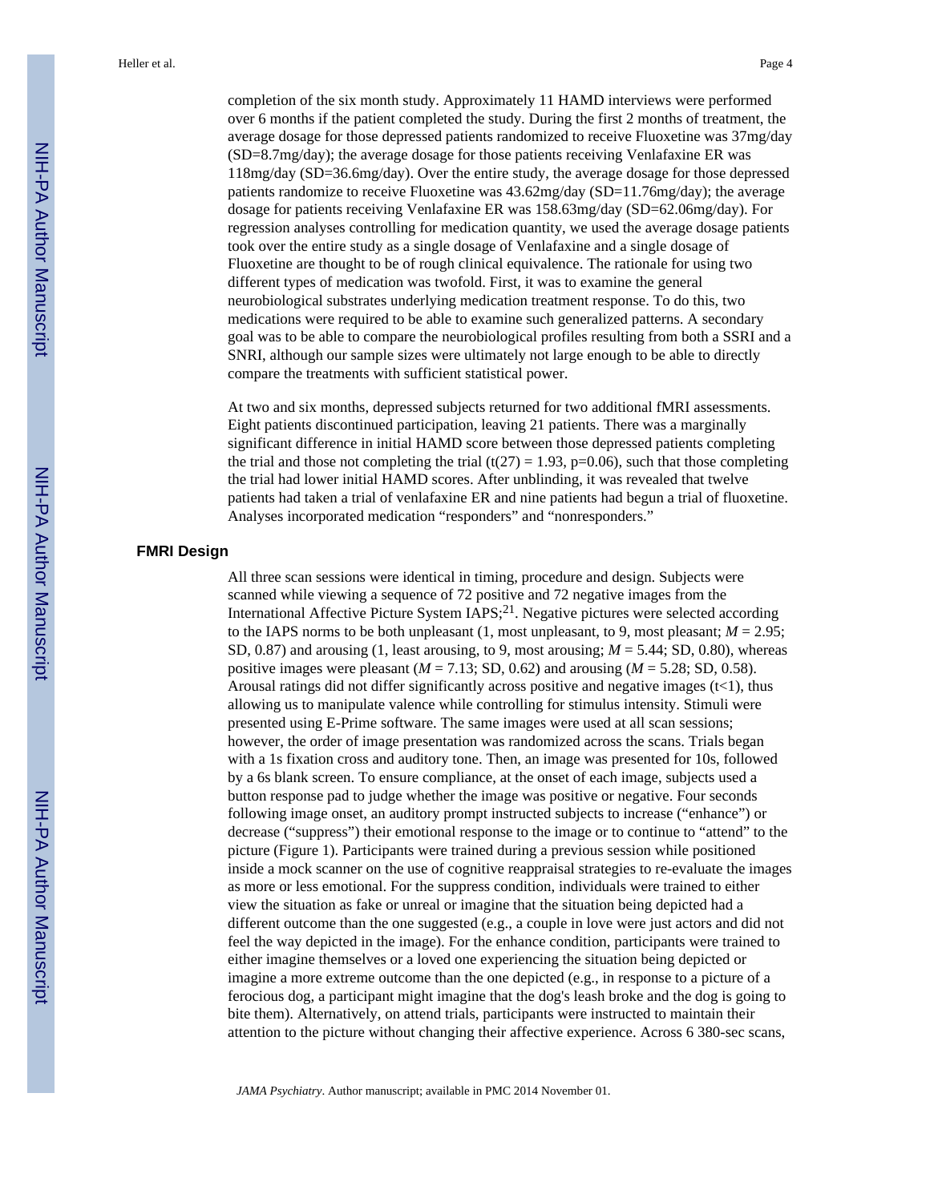completion of the six month study. Approximately 11 HAMD interviews were performed over 6 months if the patient completed the study. During the first 2 months of treatment, the average dosage for those depressed patients randomized to receive Fluoxetine was 37mg/day (SD=8.7mg/day); the average dosage for those patients receiving Venlafaxine ER was 118mg/day (SD=36.6mg/day). Over the entire study, the average dosage for those depressed patients randomize to receive Fluoxetine was 43.62mg/day (SD=11.76mg/day); the average dosage for patients receiving Venlafaxine ER was 158.63mg/day (SD=62.06mg/day). For regression analyses controlling for medication quantity, we used the average dosage patients took over the entire study as a single dosage of Venlafaxine and a single dosage of Fluoxetine are thought to be of rough clinical equivalence. The rationale for using two different types of medication was twofold. First, it was to examine the general neurobiological substrates underlying medication treatment response. To do this, two medications were required to be able to examine such generalized patterns. A secondary goal was to be able to compare the neurobiological profiles resulting from both a SSRI and a SNRI, although our sample sizes were ultimately not large enough to be able to directly compare the treatments with sufficient statistical power.

At two and six months, depressed subjects returned for two additional fMRI assessments. Eight patients discontinued participation, leaving 21 patients. There was a marginally significant difference in initial HAMD score between those depressed patients completing the trial and those not completing the trial ($t(27) = 1.93$, $p=0.06$), such that those completing the trial had lower initial HAMD scores. After unblinding, it was revealed that twelve patients had taken a trial of venlafaxine ER and nine patients had begun a trial of fluoxetine. Analyses incorporated medication "responders" and "nonresponders."

## FMRI Design

All three scan sessions were identical in timing, procedure and design. Subjects were scanned while viewing a sequence of 72 positive and 72 negative images from the International Affective Picture System IAPS;[21]. Negative pictures were selected according to the IAPS norms to be both unpleasant (1, most unpleasant, to 9, most pleasant; $M = 2.95$; SD, 0.87) and arousing (1, least arousing, to 9, most arousing; $M = 5.44$; SD, 0.80), whereas positive images were pleasant ($M = 7.13$; SD, 0.62) and arousing ($M = 5.28$; SD, 0.58). Arousal ratings did not differ significantly across positive and negative images ($t<1$), thus allowing us to manipulate valence while controlling for stimulus intensity. Stimuli were presented using E-Prime software. The same images were used at all scan sessions; however, the order of image presentation was randomized across the scans. Trials began with a 1s fixation cross and auditory tone. Then, an image was presented for 10s, followed by a 6s blank screen. To ensure compliance, at the onset of each image, subjects used a button response pad to judge whether the image was positive or negative. Four seconds following image onset, an auditory prompt instructed subjects to increase ("enhance") or decrease ("suppress") their emotional response to the image or to continue to "attend" to the picture (Figure 1). Participants were trained during a previous session while positioned inside a mock scanner on the use of cognitive reappraisal strategies to re-evaluate the images as more or less emotional. For the suppress condition, individuals were trained to either view the situation as fake or unreal or imagine that the situation being depicted had a different outcome than the one suggested (e.g., a couple in love were just actors and did not feel the way depicted in the image). For the enhance condition, participants were trained to either imagine themselves or a loved one experiencing the situation being depicted or imagine a more extreme outcome than the one depicted (e.g., in response to a picture of a ferocious dog, a participant might imagine that the dog's leash broke and the dog is going to bite them). Alternatively, on attend trials, participants were instructed to maintain their attention to the picture without changing their affective experience. Across 6 380-sec scans,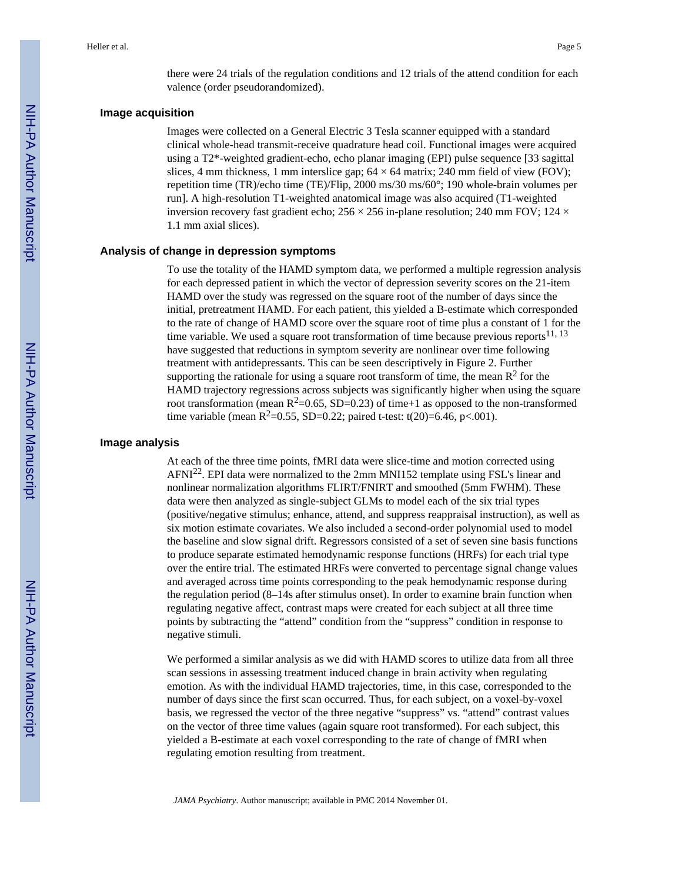there were 24 trials of the regulation conditions and 12 trials of the attend condition for each valence (order pseudorandomized).

### Image acquisition

Images were collected on a General Electric 3 Tesla scanner equipped with a standard clinical whole-head transmit-receive quadrature head coil. Functional images were acquired using a T2*-weighted gradient-echo, echo planar imaging (EPI) pulse sequence [33 sagittal slices, 4 mm thickness, 1 mm interslice gap; 64 × 64 matrix; 240 mm field of view (FOV); repetition time (TR)/echo time (TE)/Flip, 2000 ms/30 ms/60°; 190 whole-brain volumes per run]. A high-resolution T1-weighted anatomical image was also acquired (T1-weighted inversion recovery fast gradient echo; 256 × 256 in-plane resolution; 240 mm FOV; 124 × 1.1 mm axial slices).

### Analysis of change in depression symptoms

To use the totality of the HAMD symptom data, we performed a multiple regression analysis for each depressed patient in which the vector of depression severity scores on the 21-item HAMD over the study was regressed on the square root of the number of days since the initial, pretreatment HAMD. For each patient, this yielded a B-estimate which corresponded to the rate of change of HAMD score over the square root of time plus a constant of 1 for the time variable. We used a square root transformation of time because previous reports[11, 13] have suggested that reductions in symptom severity are nonlinear over time following treatment with antidepressants. This can be seen descriptively in Figure 2. Further supporting the rationale for using a square root transform of time, the mean $R^2$ for the HAMD trajectory regressions across subjects was significantly higher when using the square root transformation (mean $R^2$=0.65, SD=0.23) of time+1 as opposed to the non-transformed time variable (mean $R^2$=0.55, SD=0.22; paired t-test: $t(20)=6.46$, $p<.001$).

### Image analysis

At each of the three time points, fMRI data were slice-time and motion corrected using AFNI[22]. EPI data were normalized to the 2mm MNI152 template using FSL's linear and nonlinear normalization algorithms FLIRT/FNIRT and smoothed (5mm FWHM). These data were then analyzed as single-subject GLMs to model each of the six trial types (positive/negative stimulus; enhance, attend, and suppress reappraisal instruction), as well as six motion estimate covariates. We also included a second-order polynomial used to model the baseline and slow signal drift. Regressors consisted of a set of seven sine basis functions to produce separate estimated hemodynamic response functions (HRFs) for each trial type over the entire trial. The estimated HRFs were converted to percentage signal change values and averaged across time points corresponding to the peak hemodynamic response during the regulation period (8–14s after stimulus onset). In order to examine brain function when regulating negative affect, contrast maps were created for each subject at all three time points by subtracting the "attend" condition from the "suppress" condition in response to negative stimuli.

We performed a similar analysis as we did with HAMD scores to utilize data from all three scan sessions in assessing treatment induced change in brain activity when regulating emotion. As with the individual HAMD trajectories, time, in this case, corresponded to the number of days since the first scan occurred. Thus, for each subject, on a voxel-by-voxel basis, we regressed the vector of the three negative "suppress" vs. "attend" contrast values on the vector of three time values (again square root transformed). For each subject, this yielded a B-estimate at each voxel corresponding to the rate of change of fMRI when regulating emotion resulting from treatment.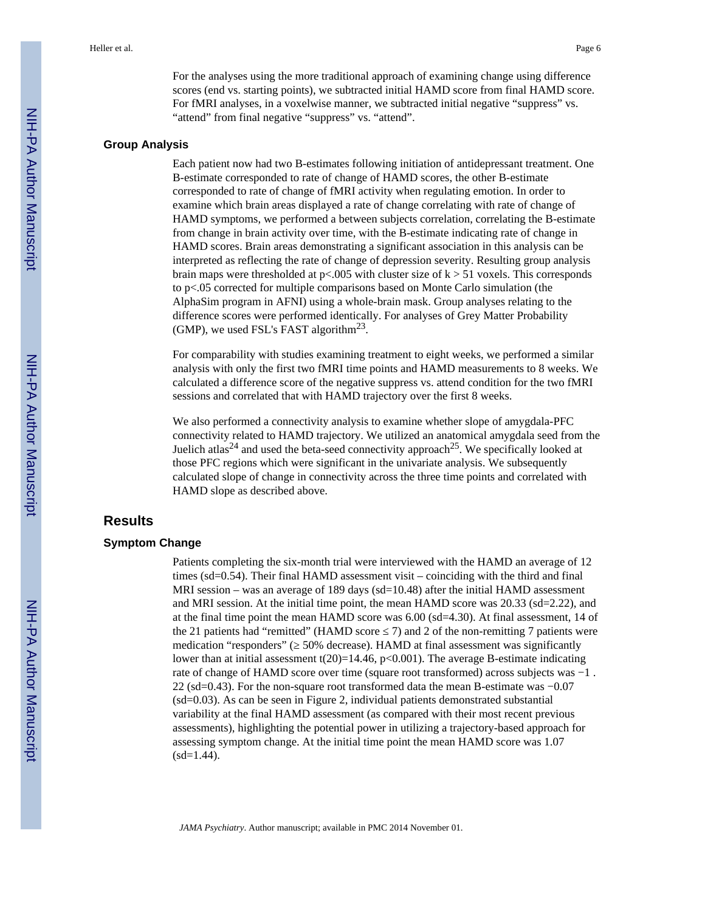For the analyses using the more traditional approach of examining change using difference scores (end vs. starting points), we subtracted initial HAMD score from final HAMD score. For fMRI analyses, in a voxelwise manner, we subtracted initial negative "suppress" vs. "attend" from final negative "suppress" vs. "attend".

### Group Analysis

Each patient now had two B-estimates following initiation of antidepressant treatment. One B-estimate corresponded to rate of change of HAMD scores, the other B-estimate corresponded to rate of change of fMRI activity when regulating emotion. In order to examine which brain areas displayed a rate of change correlating with rate of change of HAMD symptoms, we performed a between subjects correlation, correlating the B-estimate from change in brain activity over time, with the B-estimate indicating rate of change in HAMD scores. Brain areas demonstrating a significant association in this analysis can be interpreted as reflecting the rate of change of depression severity. Resulting group analysis brain maps were thresholded at $p<.005$ with cluster size of $k > 51$ voxels. This corresponds to $p<.05$ corrected for multiple comparisons based on Monte Carlo simulation (the AlphaSim program in AFNI) using a whole-brain mask. Group analyses relating to the difference scores were performed identically. For analyses of Grey Matter Probability (GMP), we used FSL's FAST algorithm[23].

For comparability with studies examining treatment to eight weeks, we performed a similar analysis with only the first two fMRI time points and HAMD measurements to 8 weeks. We calculated a difference score of the negative suppress vs. attend condition for the two fMRI sessions and correlated that with HAMD trajectory over the first 8 weeks.

We also performed a connectivity analysis to examine whether slope of amygdala-PFC connectivity related to HAMD trajectory. We utilized an anatomical amygdala seed from the Juelich atlas[24] and used the beta-seed connectivity approach[25]. We specifically looked at those PFC regions which were significant in the univariate analysis. We subsequently calculated slope of change in connectivity across the three time points and correlated with HAMD slope as described above.

## Results

### Symptom Change

Patients completing the six-month trial were interviewed with the HAMD an average of 12 times (sd=0.54). Their final HAMD assessment visit – coinciding with the third and final MRI session – was an average of 189 days (sd=10.48) after the initial HAMD assessment and MRI session. At the initial time point, the mean HAMD score was 20.33 (sd=2.22), and at the final time point the mean HAMD score was 6.00 (sd=4.30). At final assessment, 14 of the 21 patients had "remitted" (HAMD score $\leq 7$) and 2 of the non-remitting 7 patients were medication "responders" ($\geq 50\%$ decrease). HAMD at final assessment was significantly lower than at initial assessment $t(20)=14.46$, $p<0.001$). The average B-estimate indicating rate of change of HAMD score over time (square root transformed) across subjects was −1 . 22 (sd=0.43). For the non-square root transformed data the mean B-estimate was −0.07 (sd=0.03). As can be seen in Figure 2, individual patients demonstrated substantial variability at the final HAMD assessment (as compared with their most recent previous assessments), highlighting the potential power in utilizing a trajectory-based approach for assessing symptom change. At the initial time point the mean HAMD score was 1.07 (sd=1.44).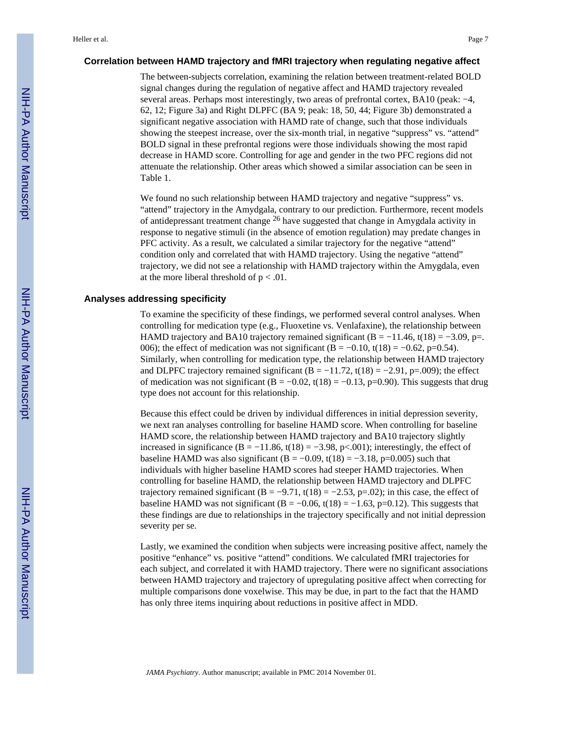### Correlation between HAMD trajectory and fMRI trajectory when regulating negative affect

The between-subjects correlation, examining the relation between treatment-related BOLD signal changes during the regulation of negative affect and HAMD trajectory revealed several areas. Perhaps most interestingly, two areas of prefrontal cortex, BA10 (peak: −4, 62, 12; Figure 3a) and Right DLPFC (BA 9; peak: 18, 50, 44; Figure 3b) demonstrated a significant negative association with HAMD rate of change, such that those individuals showing the steepest increase, over the six-month trial, in negative "suppress" vs. "attend" BOLD signal in these prefrontal regions were those individuals showing the most rapid decrease in HAMD score. Controlling for age and gender in the two PFC regions did not attenuate the relationship. Other areas which showed a similar association can be seen in Table 1.

We found no such relationship between HAMD trajectory and negative "suppress" vs. "attend" trajectory in the Amydgala, contrary to our prediction. Furthermore, recent models of antidepressant treatment change [26] have suggested that change in Amygdala activity in response to negative stimuli (in the absence of emotion regulation) may predate changes in PFC activity. As a result, we calculated a similar trajectory for the negative "attend" condition only and correlated that with HAMD trajectory. Using the negative "attend" trajectory, we did not see a relationship with HAMD trajectory within the Amygdala, even at the more liberal threshold of $p < .01$.

### Analyses addressing specificity

To examine the specificity of these findings, we performed several control analyses. When controlling for medication type (e.g., Fluoxetine vs. Venlafaxine), the relationship between HAMD trajectory and BA10 trajectory remained significant ($B = -11.46$, $t(18) = -3.09$, $p=.006$); the effect of medication was not significant ($B = -0.10$, $t(18) = -0.62$, $p=0.54$). Similarly, when controlling for medication type, the relationship between HAMD trajectory and DLPFC trajectory remained significant ($B = -11.72$, $t(18) = -2.91$, $p=.009$); the effect of medication was not significant ($B = -0.02$, $t(18) = -0.13$, $p=0.90$). This suggests that drug type does not account for this relationship.

Because this effect could be driven by individual differences in initial depression severity, we next ran analyses controlling for baseline HAMD score. When controlling for baseline HAMD score, the relationship between HAMD trajectory and BA10 trajectory slightly increased in significance ($B = -11.86$, $t(18) = -3.98$, $p<.001$); interestingly, the effect of baseline HAMD was also significant ($B = -0.09$, $t(18) = -3.18$, $p=0.005$) such that individuals with higher baseline HAMD scores had steeper HAMD trajectories. When controlling for baseline HAMD, the relationship between HAMD trajectory and DLPFC trajectory remained significant ($B = -9.71$, $t(18) = -2.53$, $p=.02$); in this case, the effect of baseline HAMD was not significant ($B = -0.06$, $t(18) = -1.63$, $p=0.12$). This suggests that these findings are due to relationships in the trajectory specifically and not initial depression severity per se.

Lastly, we examined the condition when subjects were increasing positive affect, namely the positive "enhance" vs. positive "attend" conditions. We calculated fMRI trajectories for each subject, and correlated it with HAMD trajectory. There were no significant associations between HAMD trajectory and trajectory of upregulating positive affect when correcting for multiple comparisons done voxelwise. This may be due, in part to the fact that the HAMD has only three items inquiring about reductions in positive affect in MDD.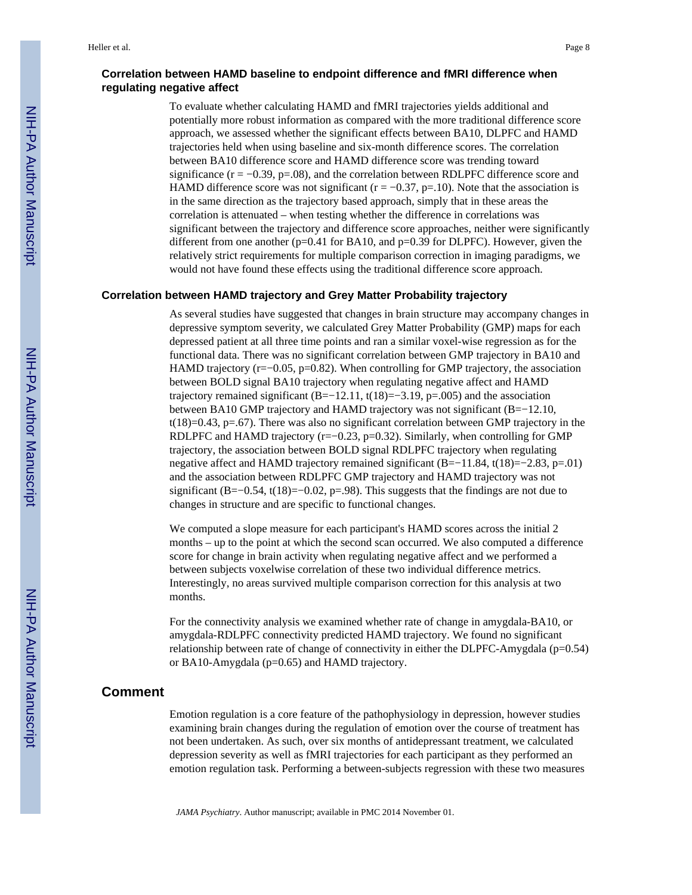### Correlation between HAMD baseline to endpoint difference and fMRI difference when regulating negative affect

To evaluate whether calculating HAMD and fMRI trajectories yields additional and potentially more robust information as compared with the more traditional difference score approach, we assessed whether the significant effects between BA10, DLPFC and HAMD trajectories held when using baseline and six-month difference scores. The correlation between BA10 difference score and HAMD difference score was trending toward significance ($r = -0.39$, $p=.08$), and the correlation between RDLPFC difference score and HAMD difference score was not significant ($r = -0.37$, $p=.10$). Note that the association is in the same direction as the trajectory based approach, simply that in these areas the correlation is attenuated – when testing whether the difference in correlations was significant between the trajectory and difference score approaches, neither were significantly different from one another ($p=0.41$ for BA10, and $p=0.39$ for DLPFC). However, given the relatively strict requirements for multiple comparison correction in imaging paradigms, we would not have found these effects using the traditional difference score approach.

### Correlation between HAMD trajectory and Grey Matter Probability trajectory

As several studies have suggested that changes in brain structure may accompany changes in depressive symptom severity, we calculated Grey Matter Probability (GMP) maps for each depressed patient at all three time points and ran a similar voxel-wise regression as for the functional data. There was no significant correlation between GMP trajectory in BA10 and HAMD trajectory ($r=-0.05$, $p=0.82$). When controlling for GMP trajectory, the association between BOLD signal BA10 trajectory when regulating negative affect and HAMD trajectory remained significant ($B=-12.11$, $t(18)=-3.19$, $p=.005$) and the association between BA10 GMP trajectory and HAMD trajectory was not significant ($B=-12.10$, $t(18)=0.43$, $p=.67$). There was also no significant correlation between GMP trajectory in the RDLPFC and HAMD trajectory ($r=-0.23$, $p=0.32$). Similarly, when controlling for GMP trajectory, the association between BOLD signal RDLPFC trajectory when regulating negative affect and HAMD trajectory remained significant ($B=-11.84$, $t(18)=-2.83$, $p=.01$) and the association between RDLPFC GMP trajectory and HAMD trajectory was not significant ($B=-0.54$, $t(18)=-0.02$, $p=.98$). This suggests that the findings are not due to changes in structure and are specific to functional changes.

We computed a slope measure for each participant's HAMD scores across the initial 2 months – up to the point at which the second scan occurred. We also computed a difference score for change in brain activity when regulating negative affect and we performed a between subjects voxelwise correlation of these two individual difference metrics. Interestingly, no areas survived multiple comparison correction for this analysis at two months.

For the connectivity analysis we examined whether rate of change in amygdala-BA10, or amygdala-RDLPFC connectivity predicted HAMD trajectory. We found no significant relationship between rate of change of connectivity in either the DLPFC-Amygdala ($p=0.54$) or BA10-Amygdala ($p=0.65$) and HAMD trajectory.

## Comment

Emotion regulation is a core feature of the pathophysiology in depression, however studies examining brain changes during the regulation of emotion over the course of treatment has not been undertaken. As such, over six months of antidepressant treatment, we calculated depression severity as well as fMRI trajectories for each participant as they performed an emotion regulation task. Performing a between-subjects regression with these two measures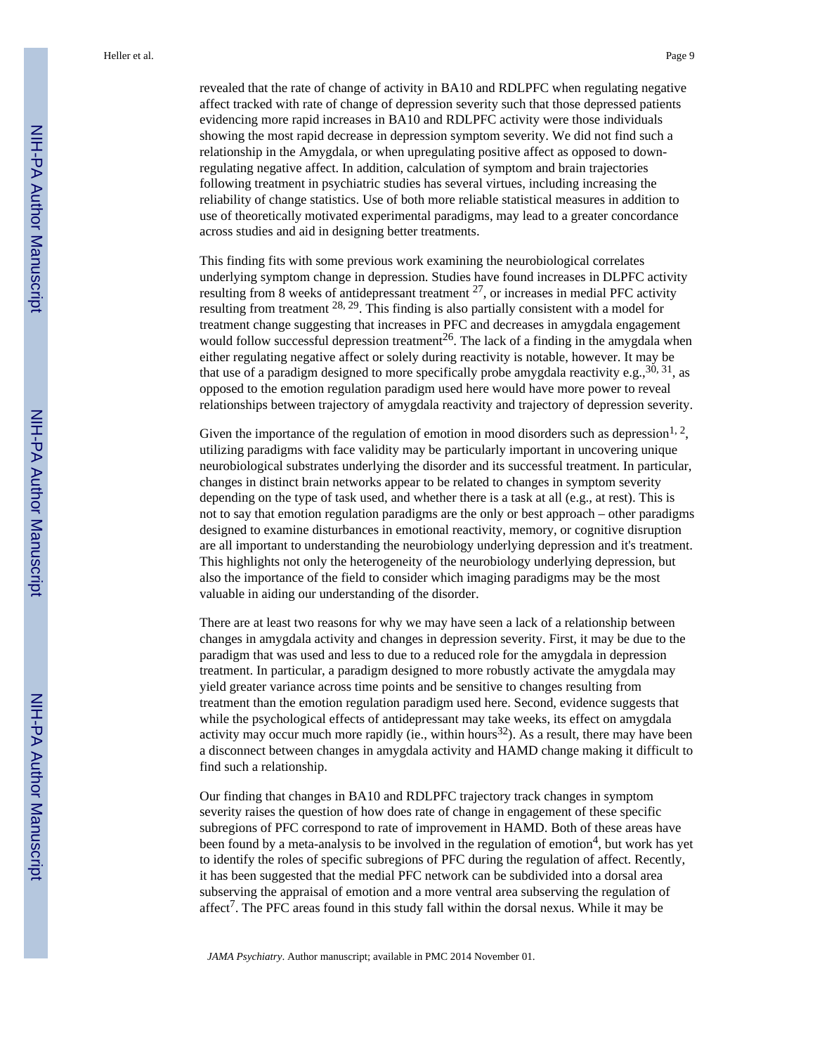revealed that the rate of change of activity in BA10 and RDLPFC when regulating negative affect tracked with rate of change of depression severity such that those depressed patients evidencing more rapid increases in BA10 and RDLPFC activity were those individuals showing the most rapid decrease in depression symptom severity. We did not find such a relationship in the Amygdala, or when upregulating positive affect as opposed to down-regulating negative affect. In addition, calculation of symptom and brain trajectories following treatment in psychiatric studies has several virtues, including increasing the reliability of change statistics. Use of both more reliable statistical measures in addition to use of theoretically motivated experimental paradigms, may lead to a greater concordance across studies and aid in designing better treatments.

This finding fits with some previous work examining the neurobiological correlates underlying symptom change in depression. Studies have found increases in DLPFC activity resulting from 8 weeks of antidepressant treatment [27], or increases in medial PFC activity resulting from treatment [28, 29]. This finding is also partially consistent with a model for treatment change suggesting that increases in PFC and decreases in amygdala engagement would follow successful depression treatment[26]. The lack of a finding in the amygdala when either regulating negative affect or solely during reactivity is notable, however. It may be that use of a paradigm designed to more specifically probe amygdala reactivity e.g.,[30, 31], as opposed to the emotion regulation paradigm used here would have more power to reveal relationships between trajectory of amygdala reactivity and trajectory of depression severity.

Given the importance of the regulation of emotion in mood disorders such as depression[1, 2], utilizing paradigms with face validity may be particularly important in uncovering unique neurobiological substrates underlying the disorder and its successful treatment. In particular, changes in distinct brain networks appear to be related to changes in symptom severity depending on the type of task used, and whether there is a task at all (e.g., at rest). This is not to say that emotion regulation paradigms are the only or best approach – other paradigms designed to examine disturbances in emotional reactivity, memory, or cognitive disruption are all important to understanding the neurobiology underlying depression and it's treatment. This highlights not only the heterogeneity of the neurobiology underlying depression, but also the importance of the field to consider which imaging paradigms may be the most valuable in aiding our understanding of the disorder.

There are at least two reasons for why we may have seen a lack of a relationship between changes in amygdala activity and changes in depression severity. First, it may be due to the paradigm that was used and less to due to a reduced role for the amygdala in depression treatment. In particular, a paradigm designed to more robustly activate the amygdala may yield greater variance across time points and be sensitive to changes resulting from treatment than the emotion regulation paradigm used here. Second, evidence suggests that while the psychological effects of antidepressant may take weeks, its effect on amygdala activity may occur much more rapidly (ie., within hours[32]). As a result, there may have been a disconnect between changes in amygdala activity and HAMD change making it difficult to find such a relationship.

Our finding that changes in BA10 and RDLPFC trajectory track changes in symptom severity raises the question of how does rate of change in engagement of these specific subregions of PFC correspond to rate of improvement in HAMD. Both of these areas have been found by a meta-analysis to be involved in the regulation of emotion[4], but work has yet to identify the roles of specific subregions of PFC during the regulation of affect. Recently, it has been suggested that the medial PFC network can be subdivided into a dorsal area subserving the appraisal of emotion and a more ventral area subserving the regulation of affect[7]. The PFC areas found in this study fall within the dorsal nexus. While it may be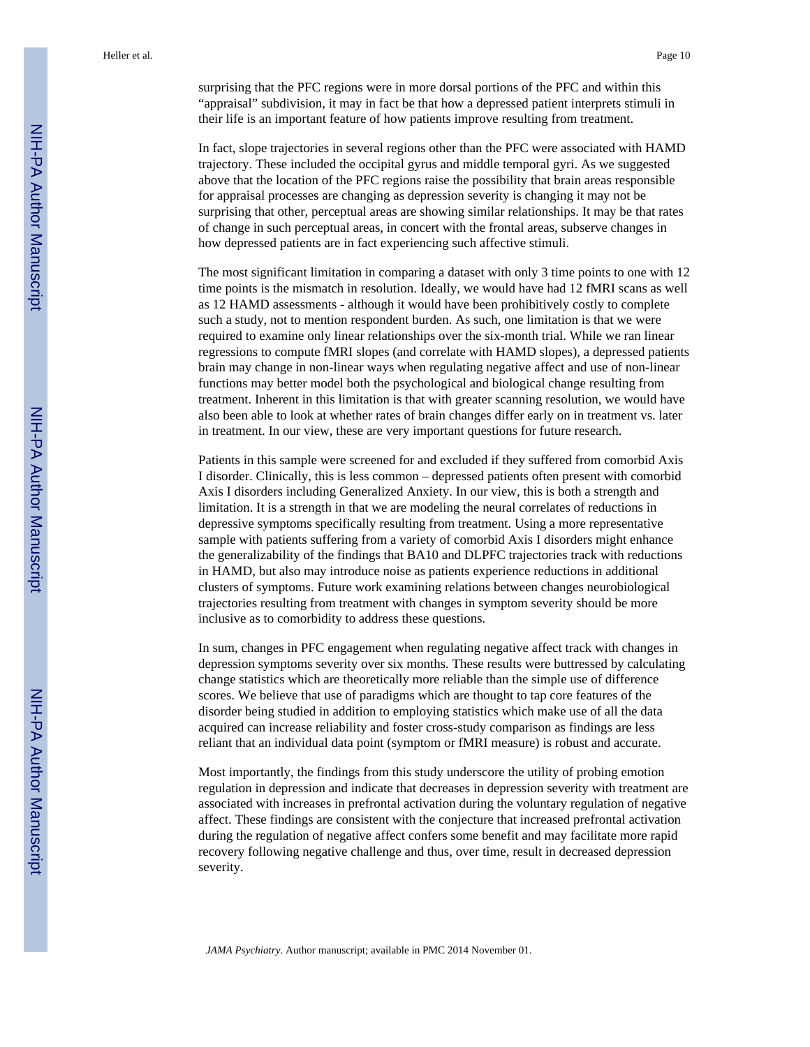surprising that the PFC regions were in more dorsal portions of the PFC and within this "appraisal" subdivision, it may in fact be that how a depressed patient interprets stimuli in their life is an important feature of how patients improve resulting from treatment.

In fact, slope trajectories in several regions other than the PFC were associated with HAMD trajectory. These included the occipital gyrus and middle temporal gyri. As we suggested above that the location of the PFC regions raise the possibility that brain areas responsible for appraisal processes are changing as depression severity is changing it may not be surprising that other, perceptual areas are showing similar relationships. It may be that rates of change in such perceptual areas, in concert with the frontal areas, subserve changes in how depressed patients are in fact experiencing such affective stimuli.

The most significant limitation in comparing a dataset with only 3 time points to one with 12 time points is the mismatch in resolution. Ideally, we would have had 12 fMRI scans as well as 12 HAMD assessments - although it would have been prohibitively costly to complete such a study, not to mention respondent burden. As such, one limitation is that we were required to examine only linear relationships over the six-month trial. While we ran linear regressions to compute fMRI slopes (and correlate with HAMD slopes), a depressed patients brain may change in non-linear ways when regulating negative affect and use of non-linear functions may better model both the psychological and biological change resulting from treatment. Inherent in this limitation is that with greater scanning resolution, we would have also been able to look at whether rates of brain changes differ early on in treatment vs. later in treatment. In our view, these are very important questions for future research.

Patients in this sample were screened for and excluded if they suffered from comorbid Axis I disorder. Clinically, this is less common – depressed patients often present with comorbid Axis I disorders including Generalized Anxiety. In our view, this is both a strength and limitation. It is a strength in that we are modeling the neural correlates of reductions in depressive symptoms specifically resulting from treatment. Using a more representative sample with patients suffering from a variety of comorbid Axis I disorders might enhance the generalizability of the findings that BA10 and DLPFC trajectories track with reductions in HAMD, but also may introduce noise as patients experience reductions in additional clusters of symptoms. Future work examining relations between changes neurobiological trajectories resulting from treatment with changes in symptom severity should be more inclusive as to comorbidity to address these questions.

In sum, changes in PFC engagement when regulating negative affect track with changes in depression symptoms severity over six months. These results were buttressed by calculating change statistics which are theoretically more reliable than the simple use of difference scores. We believe that use of paradigms which are thought to tap core features of the disorder being studied in addition to employing statistics which make use of all the data acquired can increase reliability and foster cross-study comparison as findings are less reliant that an individual data point (symptom or fMRI measure) is robust and accurate.

Most importantly, the findings from this study underscore the utility of probing emotion regulation in depression and indicate that decreases in depression severity with treatment are associated with increases in prefrontal activation during the voluntary regulation of negative affect. These findings are consistent with the conjecture that increased prefrontal activation during the regulation of negative affect confers some benefit and may facilitate more rapid recovery following negative challenge and thus, over time, result in decreased depression severity.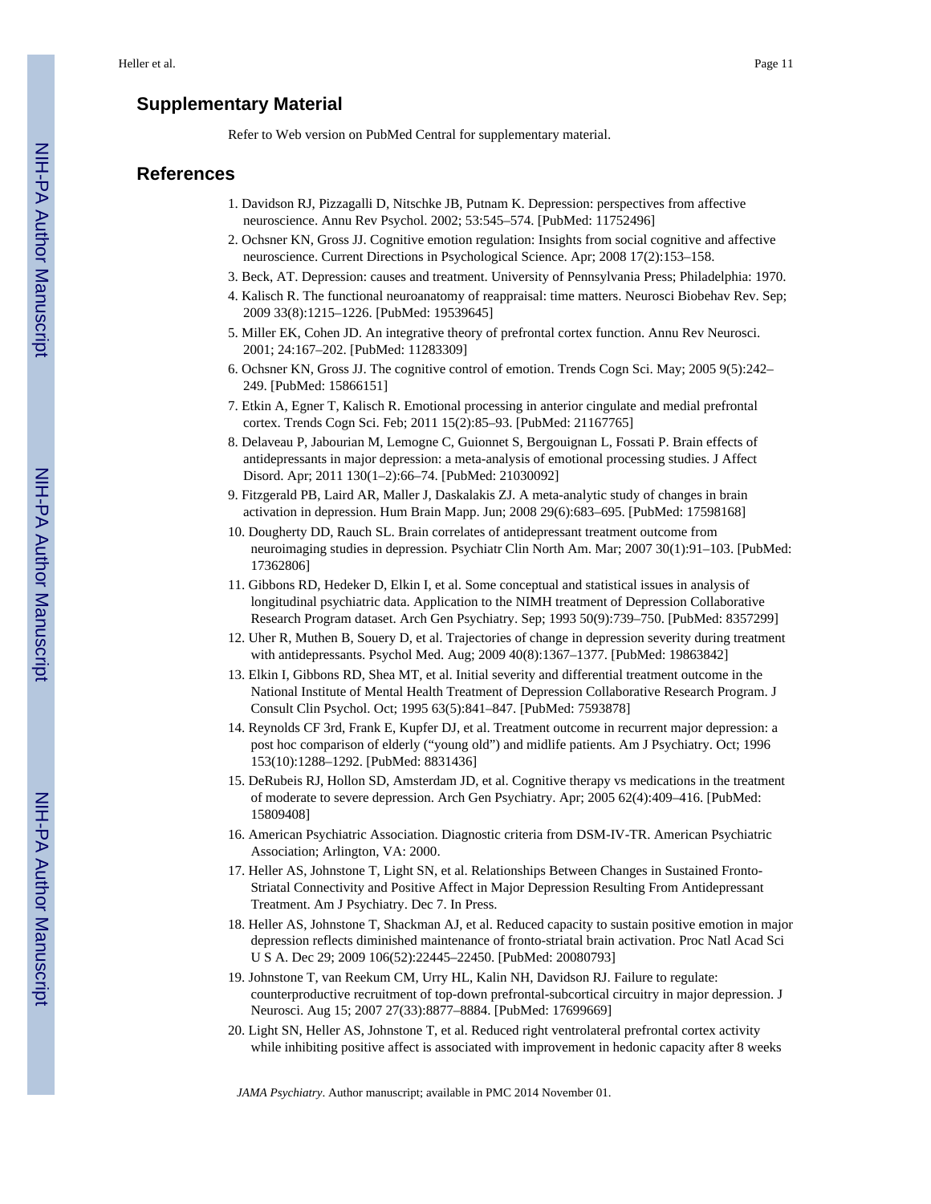## Supplementary Material

Refer to Web version on PubMed Central for supplementary material.

## References

1. Davidson RJ, Pizzagalli D, Nitschke JB, Putnam K. Depression: perspectives from affective neuroscience. Annu Rev Psychol. 2002; 53:545–574. [PubMed: 11752496]
2. Ochsner KN, Gross JJ. Cognitive emotion regulation: Insights from social cognitive and affective neuroscience. Current Directions in Psychological Science. Apr; 2008 17(2):153–158.
3. Beck, AT. Depression: causes and treatment. University of Pennsylvania Press; Philadelphia: 1970.
4. Kalisch R. The functional neuroanatomy of reappraisal: time matters. Neurosci Biobehav Rev. Sep; 2009 33(8):1215–1226. [PubMed: 19539645]
5. Miller EK, Cohen JD. An integrative theory of prefrontal cortex function. Annu Rev Neurosci. 2001; 24:167–202. [PubMed: 11283309]
6. Ochsner KN, Gross JJ. The cognitive control of emotion. Trends Cogn Sci. May; 2005 9(5):242–249. [PubMed: 15866151]
7. Etkin A, Egner T, Kalisch R. Emotional processing in anterior cingulate and medial prefrontal cortex. Trends Cogn Sci. Feb; 2011 15(2):85–93. [PubMed: 21167765]
8. Delaveau P, Jabourian M, Lemogne C, Guionnet S, Bergouignan L, Fossati P. Brain effects of antidepressants in major depression: a meta-analysis of emotional processing studies. J Affect Disord. Apr; 2011 130(1–2):66–74. [PubMed: 21030092]
9. Fitzgerald PB, Laird AR, Maller J, Daskalakis ZJ. A meta-analytic study of changes in brain activation in depression. Hum Brain Mapp. Jun; 2008 29(6):683–695. [PubMed: 17598168]
10. Dougherty DD, Rauch SL. Brain correlates of antidepressant treatment outcome from neuroimaging studies in depression. Psychiatr Clin North Am. Mar; 2007 30(1):91–103. [PubMed: 17362806]
11. Gibbons RD, Hedeker D, Elkin I, et al. Some conceptual and statistical issues in analysis of longitudinal psychiatric data. Application to the NIMH treatment of Depression Collaborative Research Program dataset. Arch Gen Psychiatry. Sep; 1993 50(9):739–750. [PubMed: 8357299]
12. Uher R, Muthen B, Souery D, et al. Trajectories of change in depression severity during treatment with antidepressants. Psychol Med. Aug; 2009 40(8):1367–1377. [PubMed: 19863842]
13. Elkin I, Gibbons RD, Shea MT, et al. Initial severity and differential treatment outcome in the National Institute of Mental Health Treatment of Depression Collaborative Research Program. J Consult Clin Psychol. Oct; 1995 63(5):841–847. [PubMed: 7593878]
14. Reynolds CF 3rd, Frank E, Kupfer DJ, et al. Treatment outcome in recurrent major depression: a post hoc comparison of elderly ("young old") and midlife patients. Am J Psychiatry. Oct; 1996 153(10):1288–1292. [PubMed: 8831436]
15. DeRubeis RJ, Hollon SD, Amsterdam JD, et al. Cognitive therapy vs medications in the treatment of moderate to severe depression. Arch Gen Psychiatry. Apr; 2005 62(4):409–416. [PubMed: 15809408]
16. American Psychiatric Association. Diagnostic criteria from DSM-IV-TR. American Psychiatric Association; Arlington, VA: 2000.
17. Heller AS, Johnstone T, Light SN, et al. Relationships Between Changes in Sustained Fronto-Striatal Connectivity and Positive Affect in Major Depression Resulting From Antidepressant Treatment. Am J Psychiatry. Dec 7. In Press.
18. Heller AS, Johnstone T, Shackman AJ, et al. Reduced capacity to sustain positive emotion in major depression reflects diminished maintenance of fronto-striatal brain activation. Proc Natl Acad Sci U S A. Dec 29; 2009 106(52):22445–22450. [PubMed: 20080793]
19. Johnstone T, van Reekum CM, Urry HL, Kalin NH, Davidson RJ. Failure to regulate: counterproductive recruitment of top-down prefrontal-subcortical circuitry in major depression. J Neurosci. Aug 15; 2007 27(33):8877–8884. [PubMed: 17699669]
20. Light SN, Heller AS, Johnstone T, et al. Reduced right ventrolateral prefrontal cortex activity while inhibiting positive affect is associated with improvement in hedonic capacity after 8 weeks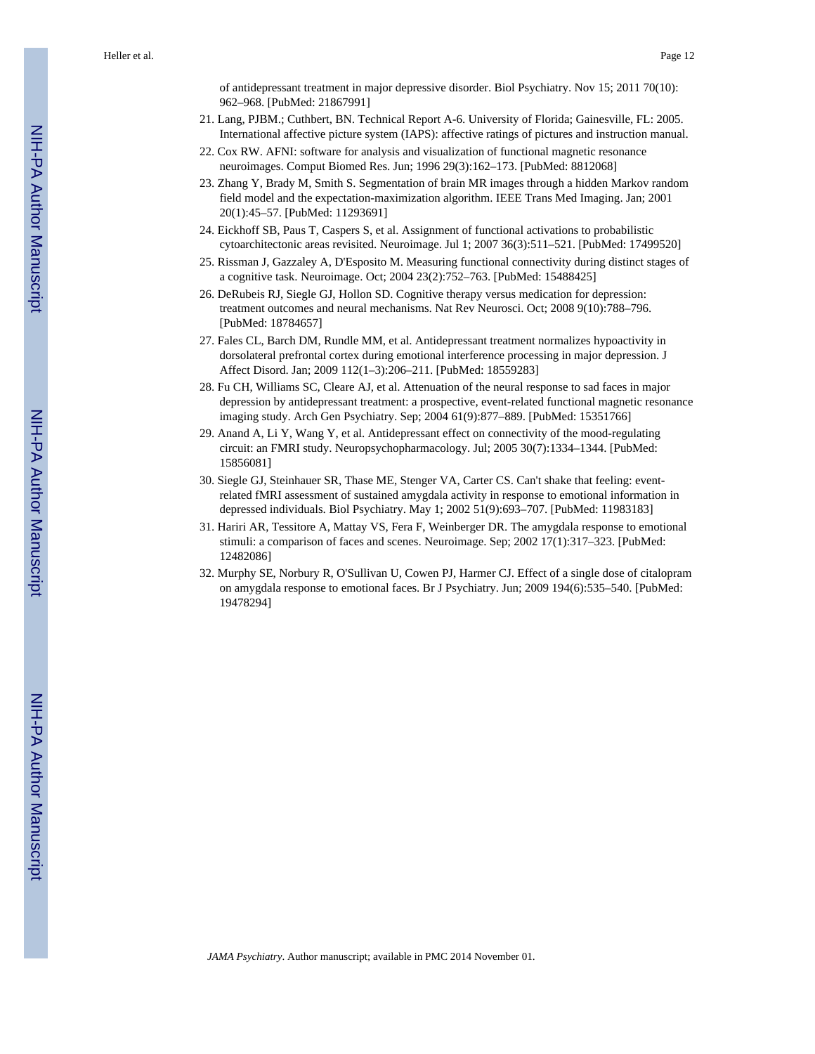of antidepressant treatment in major depressive disorder. Biol Psychiatry. Nov 15; 2011 70(10): 962–968. [PubMed: 21867991]

21. Lang, PJBM.; Cuthbert, BN. Technical Report A-6. University of Florida; Gainesville, FL: 2005. International affective picture system (IAPS): affective ratings of pictures and instruction manual.
22. Cox RW. AFNI: software for analysis and visualization of functional magnetic resonance neuroimages. Comput Biomed Res. Jun; 1996 29(3):162–173. [PubMed: 8812068]
23. Zhang Y, Brady M, Smith S. Segmentation of brain MR images through a hidden Markov random field model and the expectation-maximization algorithm. IEEE Trans Med Imaging. Jan; 2001 20(1):45–57. [PubMed: 11293691]
24. Eickhoff SB, Paus T, Caspers S, et al. Assignment of functional activations to probabilistic cytoarchitectonic areas revisited. Neuroimage. Jul 1; 2007 36(3):511–521. [PubMed: 17499520]
25. Rissman J, Gazzaley A, D'Esposito M. Measuring functional connectivity during distinct stages of a cognitive task. Neuroimage. Oct; 2004 23(2):752–763. [PubMed: 15488425]
26. DeRubeis RJ, Siegle GJ, Hollon SD. Cognitive therapy versus medication for depression: treatment outcomes and neural mechanisms. Nat Rev Neurosci. Oct; 2008 9(10):788–796. [PubMed: 18784657]
27. Fales CL, Barch DM, Rundle MM, et al. Antidepressant treatment normalizes hypoactivity in dorsolateral prefrontal cortex during emotional interference processing in major depression. J Affect Disord. Jan; 2009 112(1–3):206–211. [PubMed: 18559283]
28. Fu CH, Williams SC, Cleare AJ, et al. Attenuation of the neural response to sad faces in major depression by antidepressant treatment: a prospective, event-related functional magnetic resonance imaging study. Arch Gen Psychiatry. Sep; 2004 61(9):877–889. [PubMed: 15351766]
29. Anand A, Li Y, Wang Y, et al. Antidepressant effect on connectivity of the mood-regulating circuit: an FMRI study. Neuropsychopharmacology. Jul; 2005 30(7):1334–1344. [PubMed: 15856081]
30. Siegle GJ, Steinhauer SR, Thase ME, Stenger VA, Carter CS. Can't shake that feeling: event-related fMRI assessment of sustained amygdala activity in response to emotional information in depressed individuals. Biol Psychiatry. May 1; 2002 51(9):693–707. [PubMed: 11983183]
31. Hariri AR, Tessitore A, Mattay VS, Fera F, Weinberger DR. The amygdala response to emotional stimuli: a comparison of faces and scenes. Neuroimage. Sep; 2002 17(1):317–323. [PubMed: 12482086]
32. Murphy SE, Norbury R, O'Sullivan U, Cowen PJ, Harmer CJ. Effect of a single dose of citalopram on amygdala response to emotional faces. Br J Psychiatry. Jun; 2009 194(6):535–540. [PubMed: 19478294]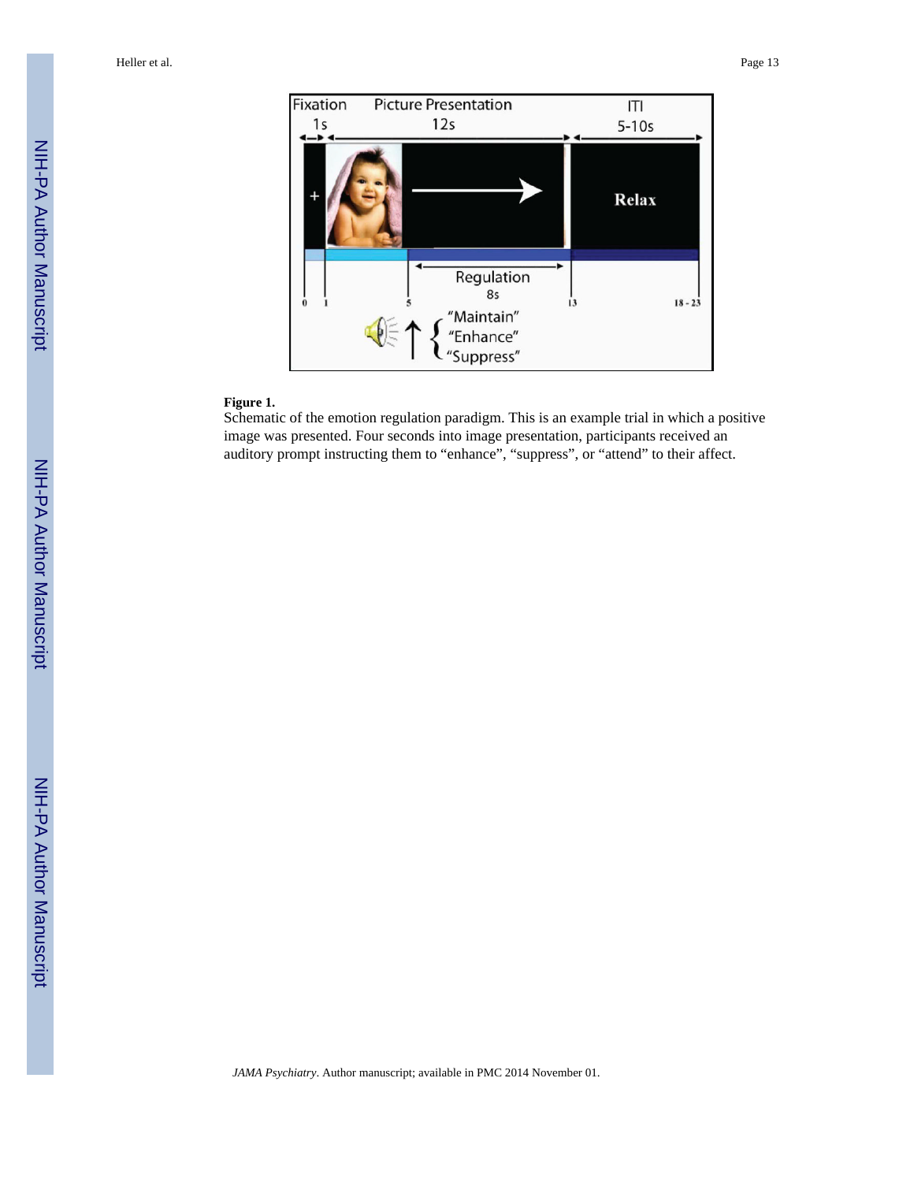**Figure 1.**

Schematic of the emotion regulation paradigm. This is an example trial in which a positive image was presented. Four seconds into image presentation, participants received an auditory prompt instructing them to "enhance", "suppress", or "attend" to their affect.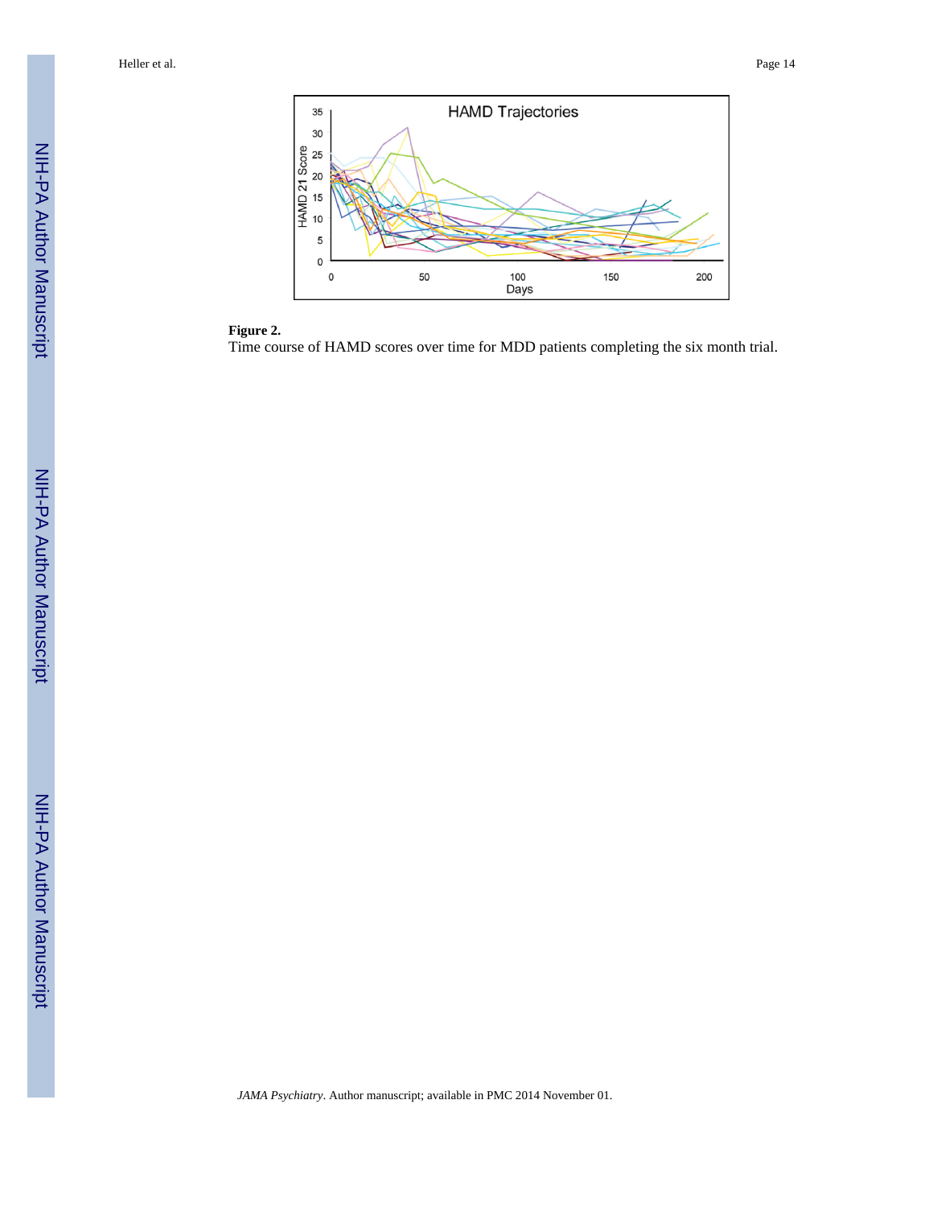**Figure 2.**

Time course of HAMD scores over time for MDD patients completing the six month trial.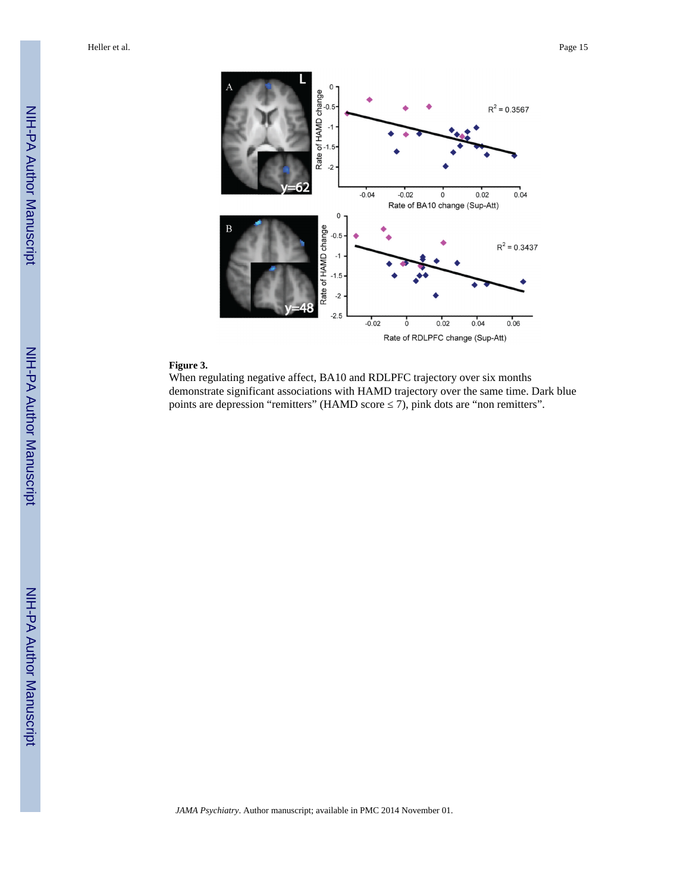**Figure 3.**

When regulating negative affect, BA10 and RDLPFC trajectory over six months demonstrate significant associations with HAMD trajectory over the same time. Dark blue points are depression “remitters” (HAMD score ≤ 7), pink dots are “non remitters”.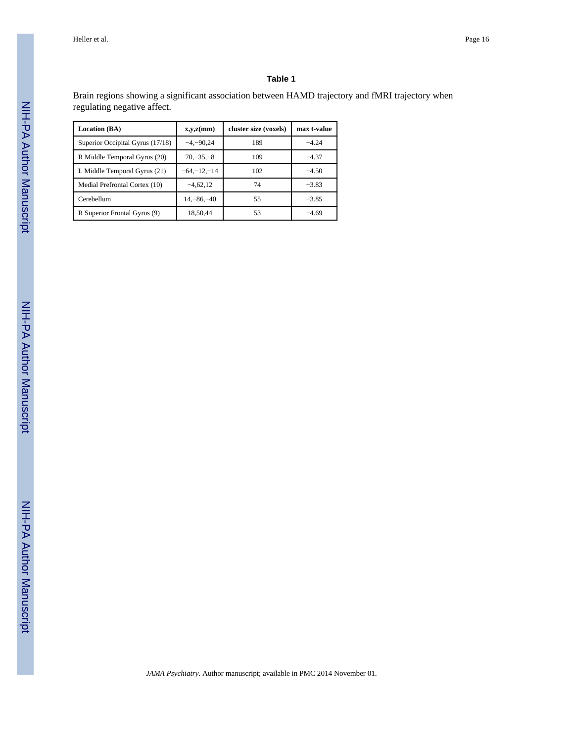### Table 1

Brain regions showing a significant association between HAMD trajectory and fMRI trajectory when regulating negative affect.

| Location (BA) | x,y,z(mm) | cluster size (voxels) | max t-value |
| --- | --- | --- | --- |
| Superior Occipital Gyrus (17/18) | −4,−90,24 | 189 | −4.24 |
| R Middle Temporal Gyrus (20) | 70,−35,−8 | 109 | −4.37 |
| L Middle Temporal Gyrus (21) | −64,−12,−14 | 102 | −4.50 |
| Medial Prefrontal Cortex (10) | −4,62,12 | 74 | −3.83 |
| Cerebellum | 14,−86,−40 | 55 | −3.85 |
| R Superior Frontal Gyrus (9) | 18,50,44 | 53 | −4.69 |